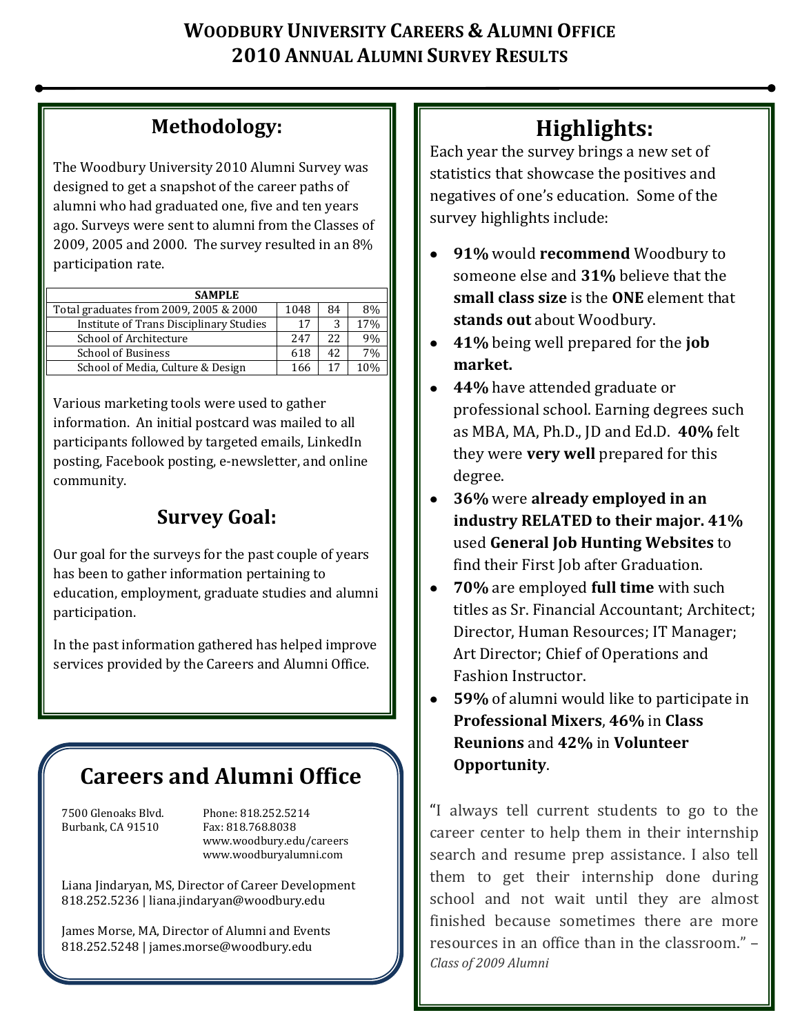# WOODBURY UNIVERSITY CAREERS & ALUMNI OFFICE
# 2010 ANNUAL ALUMNI SURVEY RESULTS

## Methodology:

The Woodbury University 2010 Alumni Survey was designed to get a snapshot of the career paths of alumni who had graduated one, five and ten years ago. Surveys were sent to alumni from the Classes of 2009, 2005 and 2000. The survey resulted in an 8% participation rate.

| SAMPLE | | | |
|---|---|---|---|
| Total graduates from 2009, 2005 & 2000 | 1048 | 84 | 8% |
| Institute of Trans Disciplinary Studies | 17 | 3 | 17% |
| School of Architecture | 247 | 22 | 9% |
| School of Business | 618 | 42 | 7% |
| School of Media, Culture & Design | 166 | 17 | 10% |

Various marketing tools were used to gather information. An initial postcard was mailed to all participants followed by targeted emails, LinkedIn posting, Facebook posting, e-newsletter, and online community.

## Survey Goal:

Our goal for the surveys for the past couple of years has been to gather information pertaining to education, employment, graduate studies and alumni participation.

In the past information gathered has helped improve services provided by the Careers and Alumni Office.

## Careers and Alumni Office

7500 Glenoaks Blvd.
Burbank, CA 91510

Phone: 818.252.5214
Fax: 818.768.8038
www.woodbury.edu/careers
www.woodburyalumni.com

Liana Jindaryan, MS, Director of Career Development
818.252.5236 | liana.jindaryan@woodbury.edu

James Morse, MA, Director of Alumni and Events
818.252.5248 | james.morse@woodbury.edu

## Highlights:

Each year the survey brings a new set of statistics that showcase the positives and negatives of one's education. Some of the survey highlights include:

- **91%** would **recommend** Woodbury to someone else and **31%** believe that the **small class size** is the **ONE** element that **stands out** about Woodbury.
- **41%** being well prepared for the **job market.**
- **44%** have attended graduate or professional school. Earning degrees such as MBA, MA, Ph.D., JD and Ed.D. **40%** felt they were **very well** prepared for this degree.
- **36%** were **already employed in an industry RELATED to their major. 41%** used **General Job Hunting Websites** to find their First Job after Graduation.
- **70%** are employed **full time** with such titles as Sr. Financial Accountant; Architect; Director, Human Resources; IT Manager; Art Director; Chief of Operations and Fashion Instructor.
- **59%** of alumni would like to participate in **Professional Mixers**, **46%** in **Class Reunions** and **42%** in **Volunteer Opportunity**.

"I always tell current students to go to the career center to help them in their internship search and resume prep assistance. I also tell them to get their internship done during school and not wait until they are almost finished because sometimes there are more resources in an office than in the classroom." – *Class of 2009 Alumni*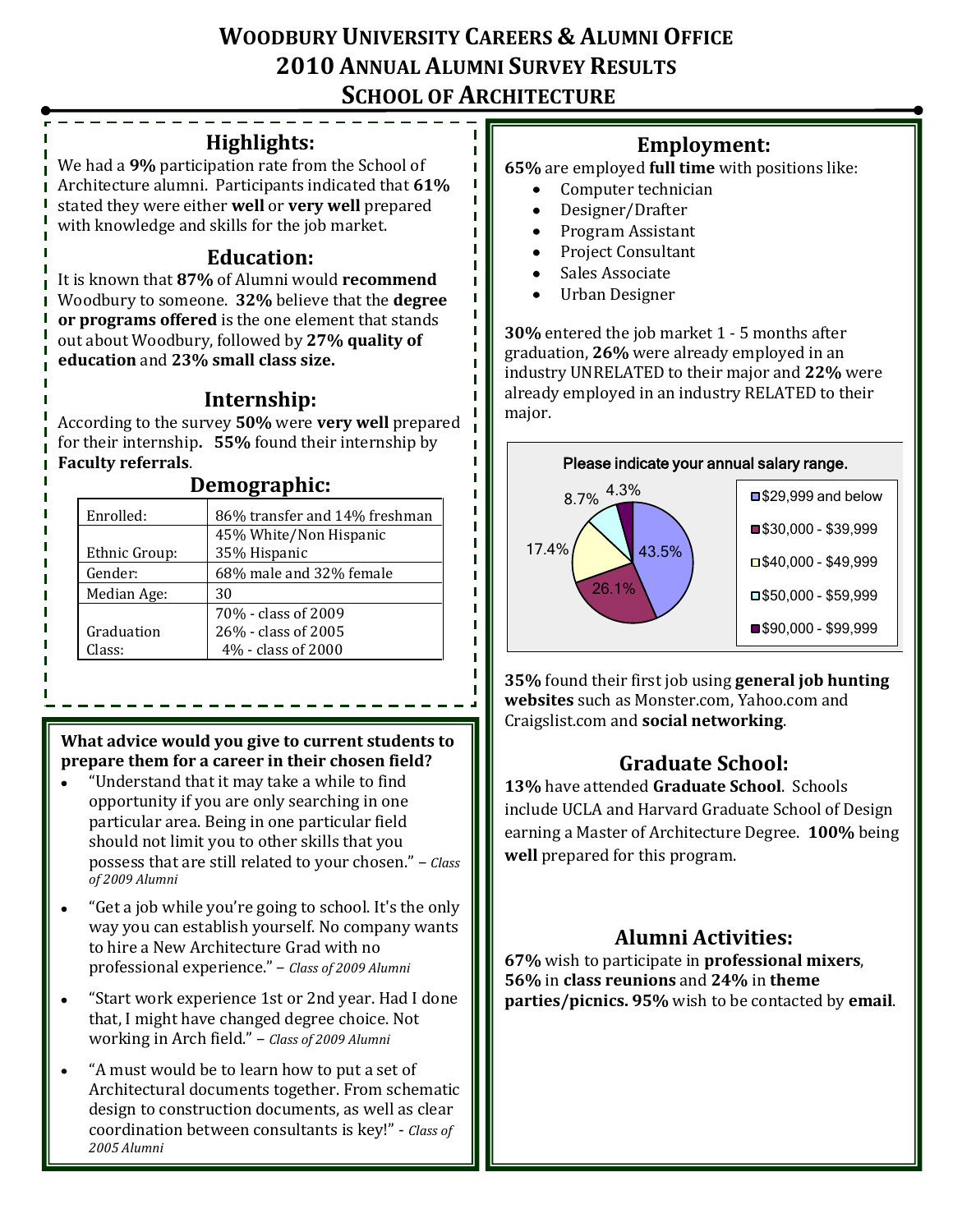# WOODBURY UNIVERSITY CAREERS & ALUMNI OFFICE
# 2010 ANNUAL ALUMNI SURVEY RESULTS
# SCHOOL OF ARCHITECTURE

## Highlights:

We had a **9%** participation rate from the School of Architecture alumni. Participants indicated that **61%** stated they were either **well** or **very well** prepared with knowledge and skills for the job market.

## Education:

It is known that **87%** of Alumni would **recommend** Woodbury to someone. **32%** believe that the **degree or programs offered** is the one element that stands out about Woodbury, followed by **27% quality of education** and **23% small class size.**

## Internship:

According to the survey **50%** were **very well** prepared for their internship**. 55%** found their internship by **Faculty referrals**.

## Demographic:

| | |
|---|---|
| Enrolled: | 86% transfer and 14% freshman |
| Ethnic Group: | 45% White/Non Hispanic<br>35% Hispanic |
| Gender: | 68% male and 32% female |
| Median Age: | 30 |
| Graduation Class: | 70% - class of 2009<br>26% - class of 2005<br>4% - class of 2000 |

**What advice would you give to current students to prepare them for a career in their chosen field?**

- "Understand that it may take a while to find opportunity if you are only searching in one particular area. Being in one particular field should not limit you to other skills that you possess that are still related to your chosen." – *Class of 2009 Alumni*
- "Get a job while you're going to school. It's the only way you can establish yourself. No company wants to hire a New Architecture Grad with no professional experience." – *Class of 2009 Alumni*
- "Start work experience 1st or 2nd year. Had I done that, I might have changed degree choice. Not working in Arch field." – *Class of 2009 Alumni*
- "A must would be to learn how to put a set of Architectural documents together. From schematic design to construction documents, as well as clear coordination between consultants is key!" - *Class of 2005 Alumni*

## Employment:

**65%** are employed **full time** with positions like:

- Computer technician
- Designer/Drafter
- Program Assistant
- Project Consultant
- Sales Associate
- Urban Designer

**30%** entered the job market 1 - 5 months after graduation, **26%** were already employed in an industry UNRELATED to their major and **22%** were already employed in an industry RELATED to their major.

**Please indicate your annual salary range.**

| Salary range | % |
|---|---|
| $29,999 and below | 43.5% |
| $30,000 - $39,999 | 26.1% |
| $40,000 - $49,999 | 17.4% |
| $50,000 - $59,999 | 8.7% |
| $90,000 - $99,999 | 4.3% |

**35%** found their first job using **general job hunting websites** such as Monster.com, Yahoo.com and Craigslist.com and **social networking**.

## Graduate School:

**13%** have attended **Graduate School**. Schools include UCLA and Harvard Graduate School of Design earning a Master of Architecture Degree. **100%** being **well** prepared for this program.

## Alumni Activities:

**67%** wish to participate in **professional mixers**, **56%** in **class reunions** and **24%** in **theme parties/picnics. 95%** wish to be contacted by **email**.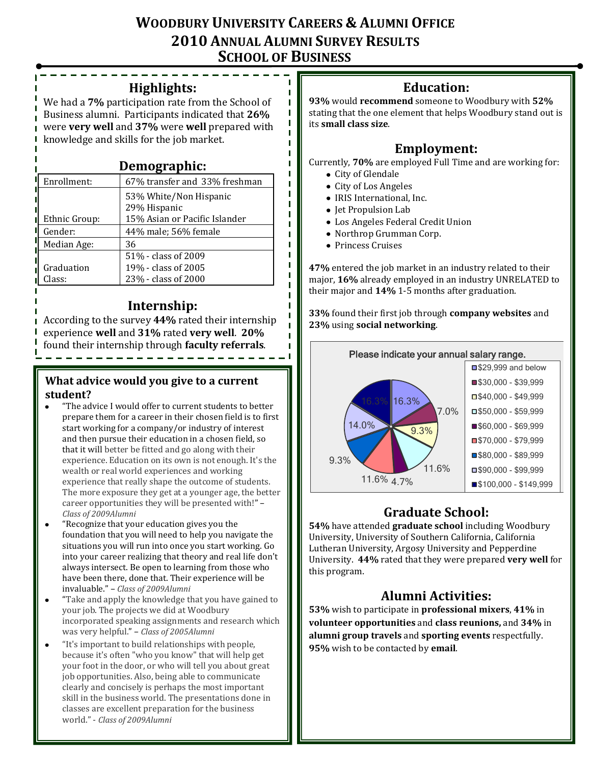# WOODBURY UNIVERSITY CAREERS & ALUMNI OFFICE
# 2010 ANNUAL ALUMNI SURVEY RESULTS
# SCHOOL OF BUSINESS

## Highlights:

We had a **7%** participation rate from the School of Business alumni. Participants indicated that **26%** were **very well** and **37%** were **well** prepared with knowledge and skills for the job market.

## Demographic:

| | |
|---|---|
| Enrollment: | 67% transfer and 33% freshman |
| Ethnic Group: | 53% White/Non Hispanic<br>29% Hispanic<br>15% Asian or Pacific Islander |
| Gender: | 44% male; 56% female |
| Median Age: | 36 |
| Graduation Class: | 51% - class of 2009<br>19% - class of 2005<br>23% - class of 2000 |

## Internship:

According to the survey **44%** rated their internship experience **well** and **31%** rated **very well**. **20%** found their internship through **faculty referrals**.

### What advice would you give to a current student?

- "The advice I would offer to current students to better prepare them for a career in their chosen field is to first start working for a company/or industry of interest and then pursue their education in a chosen field, so that it will better be fitted and go along with their experience. Education on its own is not enough. It's the wealth or real world experiences and working experience that really shape the outcome of students. The more exposure they get at a younger age, the better career opportunities they will be presented with!" – *Class of 2009Alumni*
- "Recognize that your education gives you the foundation that you will need to help you navigate the situations you will run into once you start working. Go into your career realizing that theory and real life don't always intersect. Be open to learning from those who have been there, done that. Their experience will be invaluable." – *Class of 2009Alumni*
- "Take and apply the knowledge that you have gained to your job. The projects we did at Woodbury incorporated speaking assignments and research which was very helpful." – *Class of 2005Alumni*
- "It's important to build relationships with people, because it's often "who you know" that will help get your foot in the door, or who will tell you about great job opportunities. Also, being able to communicate clearly and concisely is perhaps the most important skill in the business world. The presentations done in classes are excellent preparation for the business world." - *Class of 2009Alumni*

## Education:

**93%** would **recommend** someone to Woodbury with **52%** stating that the one element that helps Woodbury stand out is its **small class size**.

## Employment:

Currently, **70%** are employed Full Time and are working for:

- City of Glendale
- City of Los Angeles
- IRIS International, Inc.
- Jet Propulsion Lab
- Los Angeles Federal Credit Union
- Northrop Grumman Corp.
- Princess Cruises

**47%** entered the job market in an industry related to their major, **16%** already employed in an industry UNRELATED to their major and **14%** 1-5 months after graduation.

**33%** found their first job through **company websites** and **23%** using **social networking**.

Please indicate your annual salary range.

| Salary range | Percent |
|---|---|
| $29,999 and below | 16.3% |
| $30,000 - $39,999 | 7.0% |
| $40,000 - $49,999 | 9.3% |
| $50,000 - $59,999 | 11.6% |
| $60,000 - $69,999 | 4.7% |
| $70,000 - $79,999 | 11.6% |
| $80,000 - $89,999 | 9.3% |
| $90,000 - $99,999 | 14.0% |
| $100,000 - $149,999 | 16.3% |

## Graduate School:

**54%** have attended **graduate school** including Woodbury University, University of Southern California, California Lutheran University, Argosy University and Pepperdine University. **44%** rated that they were prepared **very well** for this program.

## Alumni Activities:

**53%** wish to participate in **professional mixers**, **41%** in **volunteer opportunities** and **class reunions,** and **34%** in **alumni group travels** and **sporting events** respectfully. **95%** wish to be contacted by **email**.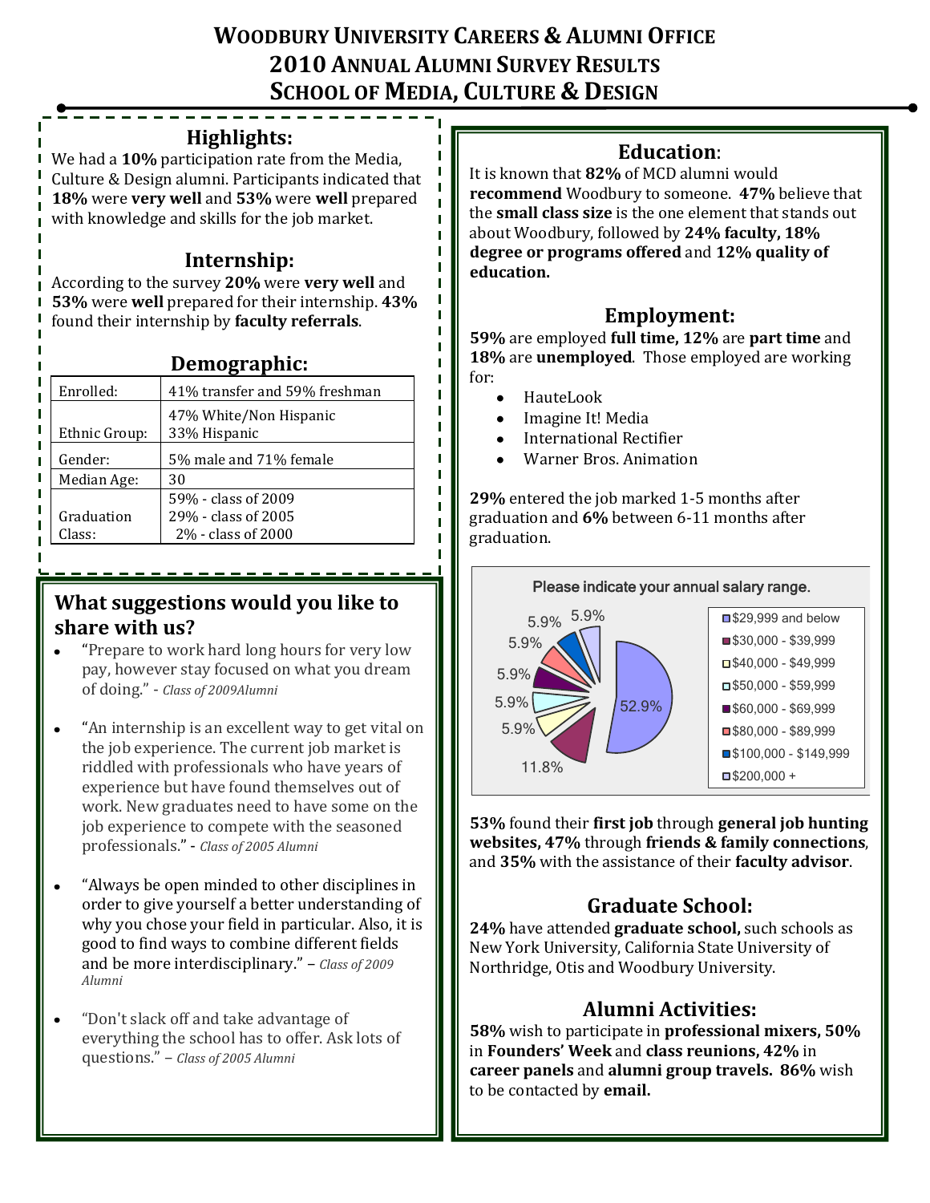# WOODBURY UNIVERSITY CAREERS & ALUMNI OFFICE
# 2010 ANNUAL ALUMNI SURVEY RESULTS
# SCHOOL OF MEDIA, CULTURE & DESIGN

## Highlights:

We had a **10%** participation rate from the Media, Culture & Design alumni. Participants indicated that **18%** were **very well** and **53%** were **well** prepared with knowledge and skills for the job market.

## Internship:

According to the survey **20%** were **very well** and **53%** were **well** prepared for their internship. **43%** found their internship by **faculty referrals**.

## Demographic:

| | |
|---|---|
| Enrolled: | 41% transfer and 59% freshman |
| Ethnic Group: | 47% White/Non Hispanic<br>33% Hispanic |
| Gender: | 5% male and 71% female |
| Median Age: | 30 |
| Graduation Class: | 59% - class of 2009<br>29% - class of 2005<br>2% - class of 2000 |

## What suggestions would you like to share with us?

- "Prepare to work hard long hours for very low pay, however stay focused on what you dream of doing." - *Class of 2009Alumni*
- "An internship is an excellent way to get vital on the job experience. The current job market is riddled with professionals who have years of experience but have found themselves out of work. New graduates need to have some on the job experience to compete with the seasoned professionals." - *Class of 2005 Alumni*
- "Always be open minded to other disciplines in order to give yourself a better understanding of why you chose your field in particular. Also, it is good to find ways to combine different fields and be more interdisciplinary." – *Class of 2009 Alumni*
- "Don't slack off and take advantage of everything the school has to offer. Ask lots of questions." – *Class of 2005 Alumni*

## Education:

It is known that **82%** of MCD alumni would **recommend** Woodbury to someone. **47%** believe that the **small class size** is the one element that stands out about Woodbury, followed by **24% faculty, 18% degree or programs offered** and **12% quality of education.**

## Employment:

**59%** are employed **full time, 12%** are **part time** and **18%** are **unemployed**. Those employed are working for:

- HauteLook
- Imagine It! Media
- International Rectifier
- Warner Bros. Animation

**29%** entered the job marked 1-5 months after graduation and **6%** between 6-11 months after graduation.

**Please indicate your annual salary range.**

| Salary range | Percent |
|---|---|
| $29,999 and below | 52.9% |
| $30,000 - $39,999 | 11.8% |
| $40,000 - $49,999 | 5.9% |
| $50,000 - $59,999 | 5.9% |
| $60,000 - $69,999 | 5.9% |
| $80,000 - $89,999 | 5.9% |
| $100,000 - $149,999 | 5.9% |
| $200,000 + | 5.9% |

**53%** found their **first job** through **general job hunting websites, 47%** through **friends & family connections**, and **35%** with the assistance of their **faculty advisor**.

## Graduate School:

**24%** have attended **graduate school,** such schools as New York University, California State University of Northridge, Otis and Woodbury University.

## Alumni Activities:

**58%** wish to participate in **professional mixers, 50%** in **Founders' Week** and **class reunions, 42%** in **career panels** and **alumni group travels. 86%** wish to be contacted by **email.**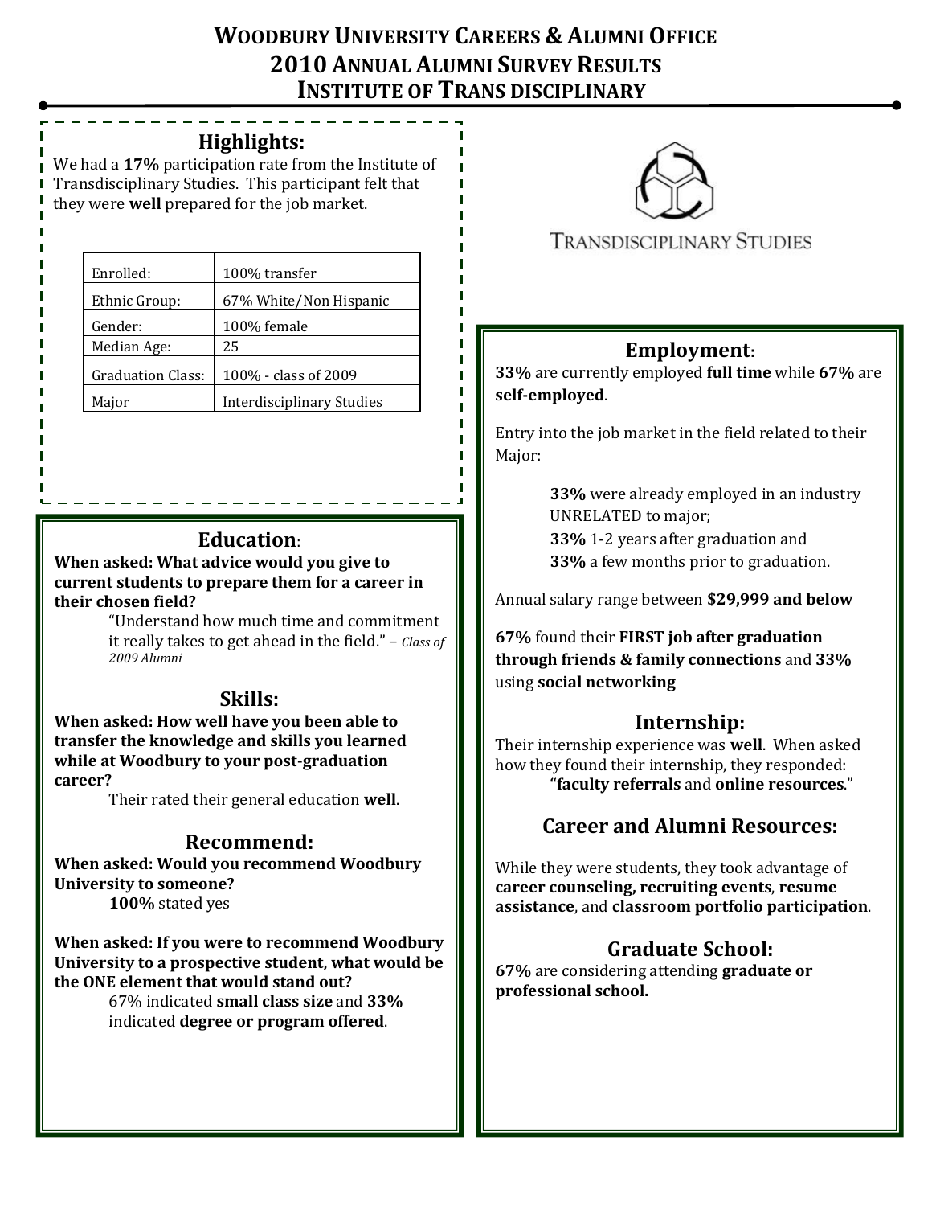# Woodbury University Careers & Alumni Office
# 2010 Annual Alumni Survey Results
# Institute of Trans disciplinary

## Highlights:

We had a **17%** participation rate from the Institute of Transdisciplinary Studies. This participant felt that they were **well** prepared for the job market.

| Enrolled: | 100% transfer |
|---|---|
| Ethnic Group: | 67% White/Non Hispanic |
| Gender: | 100% female |
| Median Age: | 25 |
| Graduation Class: | 100% - class of 2009 |
| Major | Interdisciplinary Studies |

## Education:

**When asked: What advice would you give to current students to prepare them for a career in their chosen field?**

"Understand how much time and commitment it really takes to get ahead in the field." – *Class of 2009 Alumni*

## Skills:

**When asked: How well have you been able to transfer the knowledge and skills you learned while at Woodbury to your post-graduation career?**

Their rated their general education **well**.

## Recommend:

**When asked: Would you recommend Woodbury University to someone?**

**100%** stated yes

**When asked: If you were to recommend Woodbury University to a prospective student, what would be the ONE element that would stand out?**

67% indicated **small class size** and **33%** indicated **degree or program offered**.

TRANSDISCIPLINARY STUDIES

## Employment:

**33%** are currently employed **full time** while **67%** are **self-employed**.

Entry into the job market in the field related to their Major:

**33%** were already employed in an industry UNRELATED to major;
**33%** 1-2 years after graduation and
**33%** a few months prior to graduation.

Annual salary range between **$29,999 and below**

**67%** found their **FIRST job after graduation through friends & family connections** and **33%** using **social networking**

## Internship:

Their internship experience was **well**. When asked how they found their internship, they responded:

"**faculty referrals** and **online resources**."

## Career and Alumni Resources:

While they were students, they took advantage of **career counseling, recruiting events**, **resume assistance**, and **classroom portfolio participation**.

## Graduate School:

**67%** are considering attending **graduate or professional school.**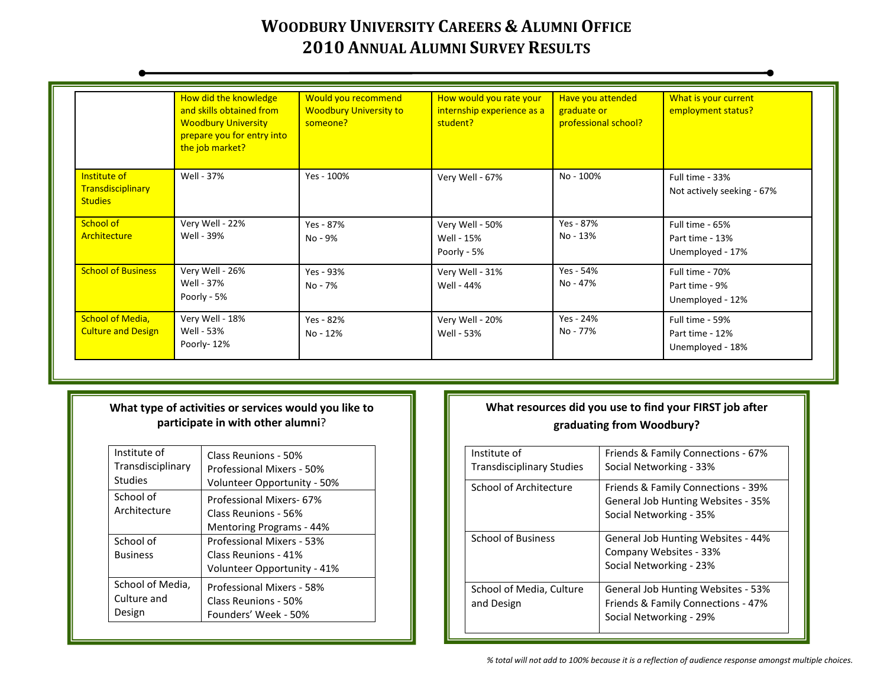# Woodbury University Careers & Alumni Office
# 2010 Annual Alumni Survey Results

| | How did the knowledge and skills obtained from Woodbury University prepare you for entry into the job market? | Would you recommend Woodbury University to someone? | How would you rate your internship experience as a student? | Have you attended graduate or professional school? | What is your current employment status? |
|---|---|---|---|---|---|
| Institute of Transdisciplinary Studies | Well - 37% | Yes - 100% | Very Well - 67% | No - 100% | Full time - 33%<br>Not actively seeking - 67% |
| School of Architecture | Very Well - 22%<br>Well - 39% | Yes - 87%<br>No - 9% | Very Well - 50%<br>Well - 15%<br>Poorly - 5% | Yes - 87%<br>No - 13% | Full time - 65%<br>Part time - 13%<br>Unemployed - 17% |
| School of Business | Very Well - 26%<br>Well - 37%<br>Poorly - 5% | Yes - 93%<br>No - 7% | Very Well - 31%<br>Well - 44% | Yes - 54%<br>No - 47% | Full time - 70%<br>Part time - 9%<br>Unemployed - 12% |
| School of Media, Culture and Design | Very Well - 18%<br>Well - 53%<br>Poorly- 12% | Yes - 82%<br>No - 12% | Very Well - 20%<br>Well - 53% | Yes - 24%<br>No - 77% | Full time - 59%<br>Part time - 12%<br>Unemployed - 18% |

### What type of activities or services would you like to participate in with other alumni?

| | |
|---|---|
| Institute of Transdisciplinary Studies | Class Reunions - 50%<br>Professional Mixers - 50%<br>Volunteer Opportunity - 50% |
| School of Architecture | Professional Mixers- 67%<br>Class Reunions - 56%<br>Mentoring Programs - 44% |
| School of Business | Professional Mixers - 53%<br>Class Reunions - 41%<br>Volunteer Opportunity - 41% |
| School of Media, Culture and Design | Professional Mixers - 58%<br>Class Reunions - 50%<br>Founders' Week - 50% |

### What resources did you use to find your FIRST job after graduating from Woodbury?

| | |
|---|---|
| Institute of Transdisciplinary Studies | Friends & Family Connections - 67%<br>Social Networking - 33% |
| School of Architecture | Friends & Family Connections - 39%<br>General Job Hunting Websites - 35%<br>Social Networking - 35% |
| School of Business | General Job Hunting Websites - 44%<br>Company Websites - 33%<br>Social Networking - 23% |
| School of Media, Culture and Design | General Job Hunting Websites - 53%<br>Friends & Family Connections - 47%<br>Social Networking - 29% |

*% total will not add to 100% because it is a reflection of audience response amongst multiple choices.*